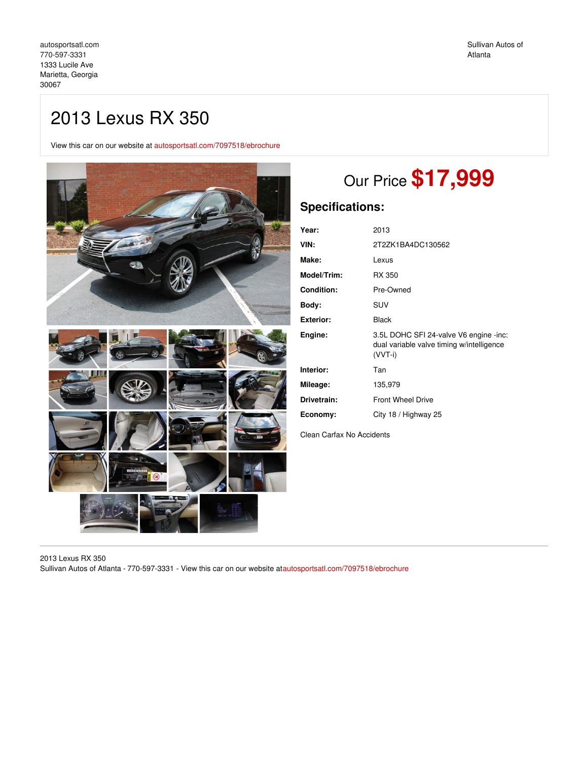autosportsatl.com
770-597-3331
1333 Lucile Ave
Marietta, Georgia
30067

Sullivan Autos of Atlanta

# 2013 Lexus RX 350

View this car on our website at autosportsatl.com/7097518/ebrochure

## Our Price **$17,999**

## Specifications:

| | |
|---|---|
| **Year:** | 2013 |
| **VIN:** | 2T2ZK1BA4DC130562 |
| **Make:** | Lexus |
| **Model/Trim:** | RX 350 |
| **Condition:** | Pre-Owned |
| **Body:** | SUV |
| **Exterior:** | Black |
| **Engine:** | 3.5L DOHC SFI 24-valve V6 engine -inc: dual variable valve timing w/intelligence (VVT-i) |
| **Interior:** | Tan |
| **Mileage:** | 135,979 |
| **Drivetrain:** | Front Wheel Drive |
| **Economy:** | City 18 / Highway 25 |

Clean Carfax No Accidents

2013 Lexus RX 350
Sullivan Autos of Atlanta - 770-597-3331 - View this car on our website at autosportsatl.com/7097518/ebrochure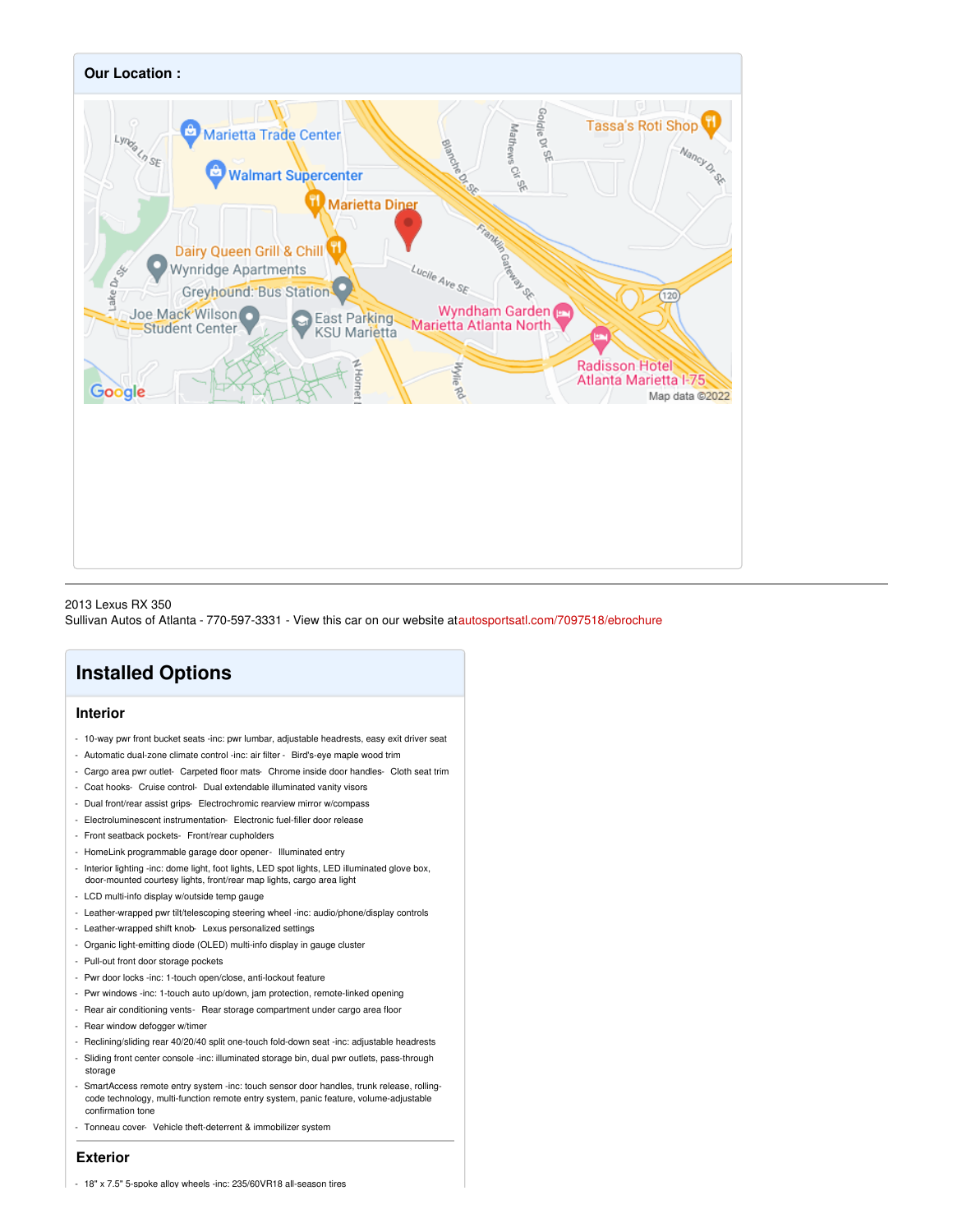## Our Location :

2013 Lexus RX 350
Sullivan Autos of Atlanta - 770-597-3331 - View this car on our website at autosportsatl.com/7097518/ebrochure

# Installed Options

### Interior

- 10-way pwr front bucket seats -inc: pwr lumbar, adjustable headrests, easy exit driver seat
- Automatic dual-zone climate control -inc: air filter - Bird's-eye maple wood trim
- Cargo area pwr outlet- Carpeted floor mats- Chrome inside door handles- Cloth seat trim
- Coat hooks- Cruise control- Dual extendable illuminated vanity visors
- Dual front/rear assist grips- Electrochromic rearview mirror w/compass
- Electroluminescent instrumentation- Electronic fuel-filler door release
- Front seatback pockets- Front/rear cupholders
- HomeLink programmable garage door opener- Illuminated entry
- Interior lighting -inc: dome light, foot lights, LED spot lights, LED illuminated glove box, door-mounted courtesy lights, front/rear map lights, cargo area light
- LCD multi-info display w/outside temp gauge
- Leather-wrapped pwr tilt/telescoping steering wheel -inc: audio/phone/display controls
- Leather-wrapped shift knob- Lexus personalized settings
- Organic light-emitting diode (OLED) multi-info display in gauge cluster
- Pull-out front door storage pockets
- Pwr door locks -inc: 1-touch open/close, anti-lockout feature
- Pwr windows -inc: 1-touch auto up/down, jam protection, remote-linked opening
- Rear air conditioning vents- Rear storage compartment under cargo area floor
- Rear window defogger w/timer
- Reclining/sliding rear 40/20/40 split one-touch fold-down seat -inc: adjustable headrests
- Sliding front center console -inc: illuminated storage bin, dual pwr outlets, pass-through storage
- SmartAccess remote entry system -inc: touch sensor door handles, trunk release, rolling-code technology, multi-function remote entry system, panic feature, volume-adjustable confirmation tone
- Tonneau cover- Vehicle theft-deterrent & immobilizer system

### Exterior

- 18" x 7.5" 5-spoke alloy wheels -inc: 235/60VR18 all-season tires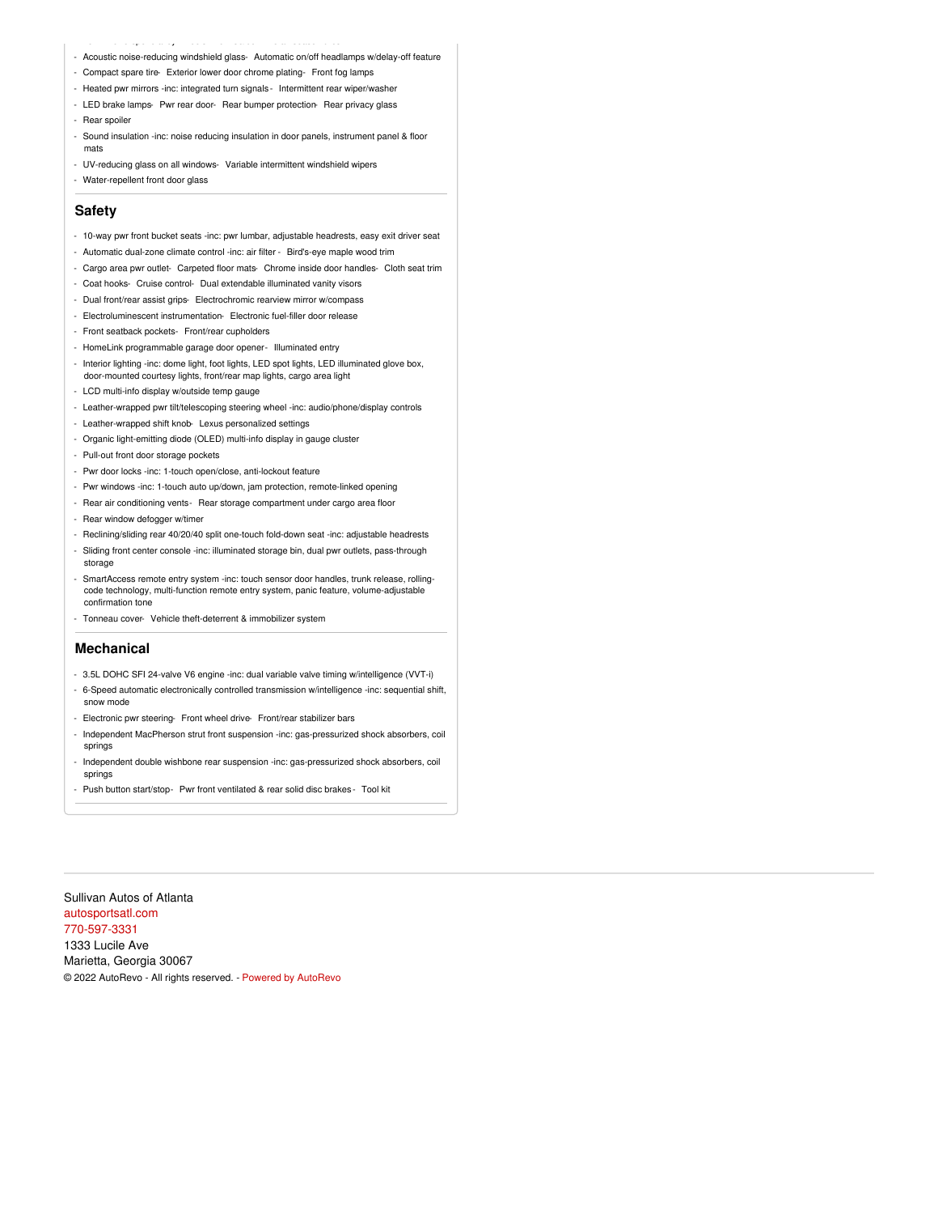- Acoustic noise-reducing windshield glass- Automatic on/off headlamps w/delay-off feature
- Compact spare tire- Exterior lower door chrome plating- Front fog lamps
- Heated pwr mirrors -inc: integrated turn signals - Intermittent rear wiper/washer
- LED brake lamps- Pwr rear door- Rear bumper protection- Rear privacy glass
- Rear spoiler
- Sound insulation -inc: noise reducing insulation in door panels, instrument panel & floor mats
- UV-reducing glass on all windows- Variable intermittent windshield wipers
- Water-repellent front door glass

## Safety

- 10-way pwr front bucket seats -inc: pwr lumbar, adjustable headrests, easy exit driver seat
- Automatic dual-zone climate control -inc: air filter - Bird's-eye maple wood trim
- Cargo area pwr outlet- Carpeted floor mats- Chrome inside door handles- Cloth seat trim
- Coat hooks- Cruise control- Dual extendable illuminated vanity visors
- Dual front/rear assist grips- Electrochromic rearview mirror w/compass
- Electroluminescent instrumentation- Electronic fuel-filler door release
- Front seatback pockets- Front/rear cupholders
- HomeLink programmable garage door opener- Illuminated entry
- Interior lighting -inc: dome light, foot lights, LED spot lights, LED illuminated glove box, door-mounted courtesy lights, front/rear map lights, cargo area light
- LCD multi-info display w/outside temp gauge
- Leather-wrapped pwr tilt/telescoping steering wheel -inc: audio/phone/display controls
- Leather-wrapped shift knob- Lexus personalized settings
- Organic light-emitting diode (OLED) multi-info display in gauge cluster
- Pull-out front door storage pockets
- Pwr door locks -inc: 1-touch open/close, anti-lockout feature
- Pwr windows -inc: 1-touch auto up/down, jam protection, remote-linked opening
- Rear air conditioning vents- Rear storage compartment under cargo area floor
- Rear window defogger w/timer
- Reclining/sliding rear 40/20/40 split one-touch fold-down seat -inc: adjustable headrests
- Sliding front center console -inc: illuminated storage bin, dual pwr outlets, pass-through storage
- SmartAccess remote entry system -inc: touch sensor door handles, trunk release, rolling-code technology, multi-function remote entry system, panic feature, volume-adjustable confirmation tone
- Tonneau cover- Vehicle theft-deterrent & immobilizer system

## Mechanical

- 3.5L DOHC SFI 24-valve V6 engine -inc: dual variable valve timing w/intelligence (VVT-i)
- 6-Speed automatic electronically controlled transmission w/intelligence -inc: sequential shift, snow mode
- Electronic pwr steering- Front wheel drive- Front/rear stabilizer bars
- Independent MacPherson strut front suspension -inc: gas-pressurized shock absorbers, coil springs
- Independent double wishbone rear suspension -inc: gas-pressurized shock absorbers, coil springs
- Push button start/stop- Pwr front ventilated & rear solid disc brakes - Tool kit

---

Sullivan Autos of Atlanta
autosportsatl.com
770-597-3331
1333 Lucile Ave
Marietta, Georgia 30067
© 2022 AutoRevo - All rights reserved. - Powered by AutoRevo